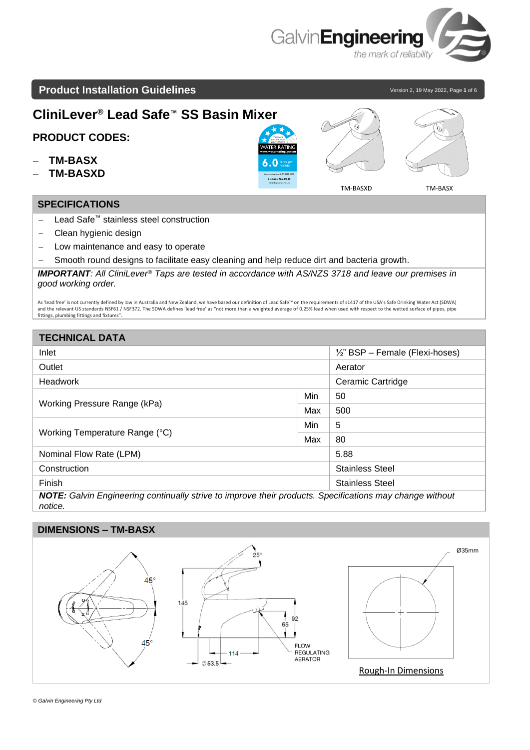# CliniLever® Lead Safe™ SS Basin Mixer

## PRODUCT CODES:

- **TM-BASX**
- **TM-BASXD**

TM-BASXD TM-BASX

## SPECIFICATIONS

- Lead Safe™ stainless steel construction
- Clean hygienic design
- Low maintenance and easy to operate
- Smooth round designs to facilitate easy cleaning and help reduce dirt and bacteria growth.

***IMPORTANT**: All CliniLever® Taps are tested in accordance with AS/NZS 3718 and leave our premises in good working order.*

As 'lead free' is not currently defined by low in Australia and New Zealand, we have based our definition of Lead Safe™ on the requirements of s1417 of the USA's Safe Drinking Water Act (SDWA) and the relevant US standards NSF61 / NSF372. The SDWA defines 'lead free' as "not more than a weighted average of 0.25% lead when used with respect to the wetted surface of pipes, pipe fittings, plumbing fittings and fixtures".

## TECHNICAL DATA

| | | |
|---|---|---|
| Inlet | | ½" BSP – Female (Flexi-hoses) |
| Outlet | | Aerator |
| Headwork | | Ceramic Cartridge |
| Working Pressure Range (kPa) | Min | 50 |
| | Max | 500 |
| Working Temperature Range (°C) | Min | 5 |
| | Max | 80 |
| Nominal Flow Rate (LPM) | | 5.88 |
| Construction | | Stainless Steel |
| Finish | | Stainless Steel |

***NOTE:** Galvin Engineering continually strive to improve their products. Specifications may change without notice.*

## DIMENSIONS – TM-BASX

45° 45° 25° 145 92 65 114 Ø53.5 FLOW REGULATING AERATOR Ø35mm

Rough-In Dimensions

*© Galvin Engineering Pty Ltd*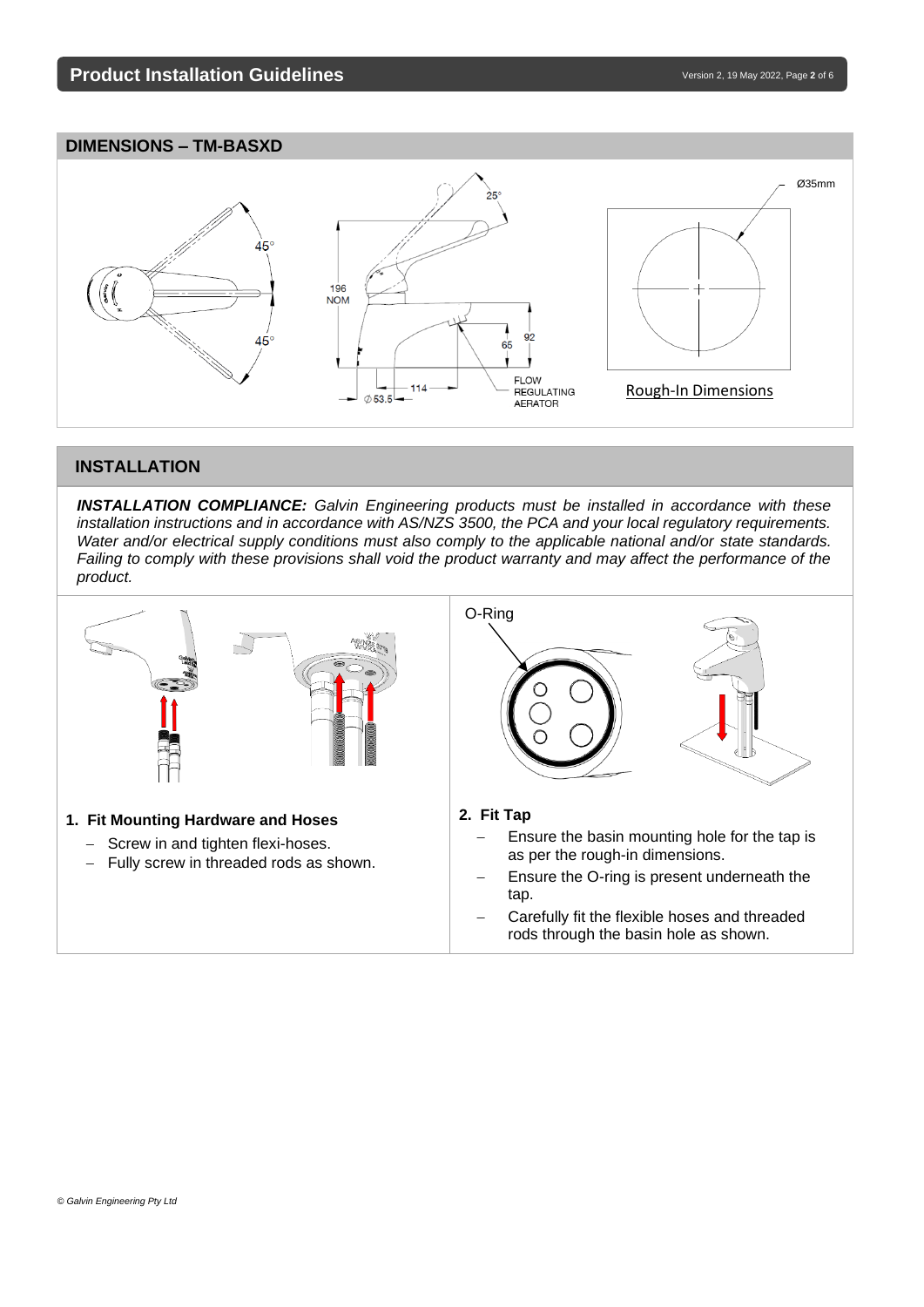## DIMENSIONS – TM-BASXD

45°

45°

25°

196 NOM

65

92

114

Ø 53.5

FLOW REGULATING AERATOR

Ø35mm

Rough-In Dimensions

## INSTALLATION

***INSTALLATION COMPLIANCE:*** *Galvin Engineering products must be installed in accordance with these installation instructions and in accordance with AS/NZS 3500, the PCA and your local regulatory requirements. Water and/or electrical supply conditions must also comply to the applicable national and/or state standards. Failing to comply with these provisions shall void the product warranty and may affect the performance of the product.*

O-Ring

**1. Fit Mounting Hardware and Hoses**

- Screw in and tighten flexi-hoses.
- Fully screw in threaded rods as shown.

**2. Fit Tap**

- Ensure the basin mounting hole for the tap is as per the rough-in dimensions.
- Ensure the O-ring is present underneath the tap.
- Carefully fit the flexible hoses and threaded rods through the basin hole as shown.

*© Galvin Engineering Pty Ltd*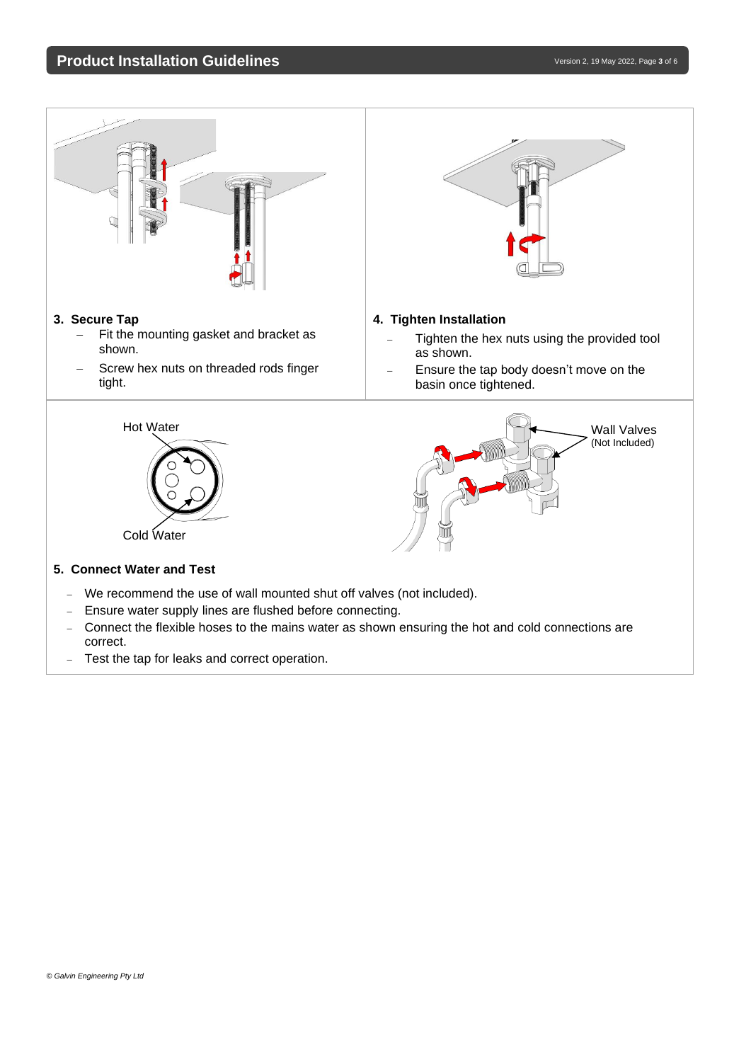### 3. Secure Tap

- Fit the mounting gasket and bracket as shown.
- Screw hex nuts on threaded rods finger tight.

### 4. Tighten Installation

- Tighten the hex nuts using the provided tool as shown.
- Ensure the tap body doesn't move on the basin once tightened.

Hot Water

Cold Water

Wall Valves
(Not Included)

### 5. Connect Water and Test

- We recommend the use of wall mounted shut off valves (not included).
- Ensure water supply lines are flushed before connecting.
- Connect the flexible hoses to the mains water as shown ensuring the hot and cold connections are correct.
- Test the tap for leaks and correct operation.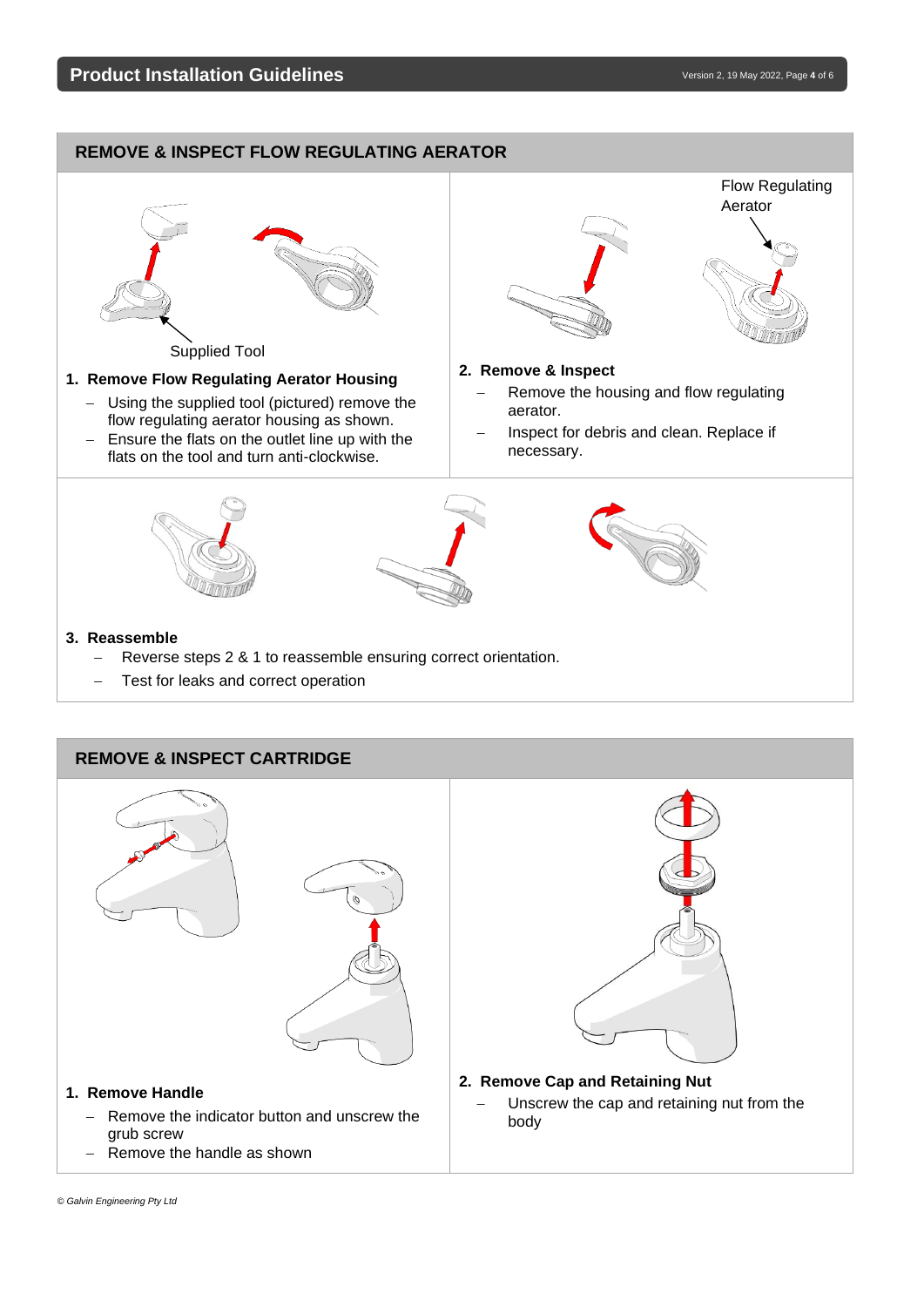## REMOVE & INSPECT FLOW REGULATING AERATOR

Supplied Tool

### 1. Remove Flow Regulating Aerator Housing

- Using the supplied tool (pictured) remove the flow regulating aerator housing as shown.
- Ensure the flats on the outlet line up with the flats on the tool and turn anti-clockwise.

Flow Regulating Aerator

### 2. Remove & Inspect

- Remove the housing and flow regulating aerator.
- Inspect for debris and clean. Replace if necessary.

### 3. Reassemble

- Reverse steps 2 & 1 to reassemble ensuring correct orientation.
- Test for leaks and correct operation

## REMOVE & INSPECT CARTRIDGE

### 1. Remove Handle

- Remove the indicator button and unscrew the grub screw
- Remove the handle as shown

### 2. Remove Cap and Retaining Nut

- Unscrew the cap and retaining nut from the body

*© Galvin Engineering Pty Ltd*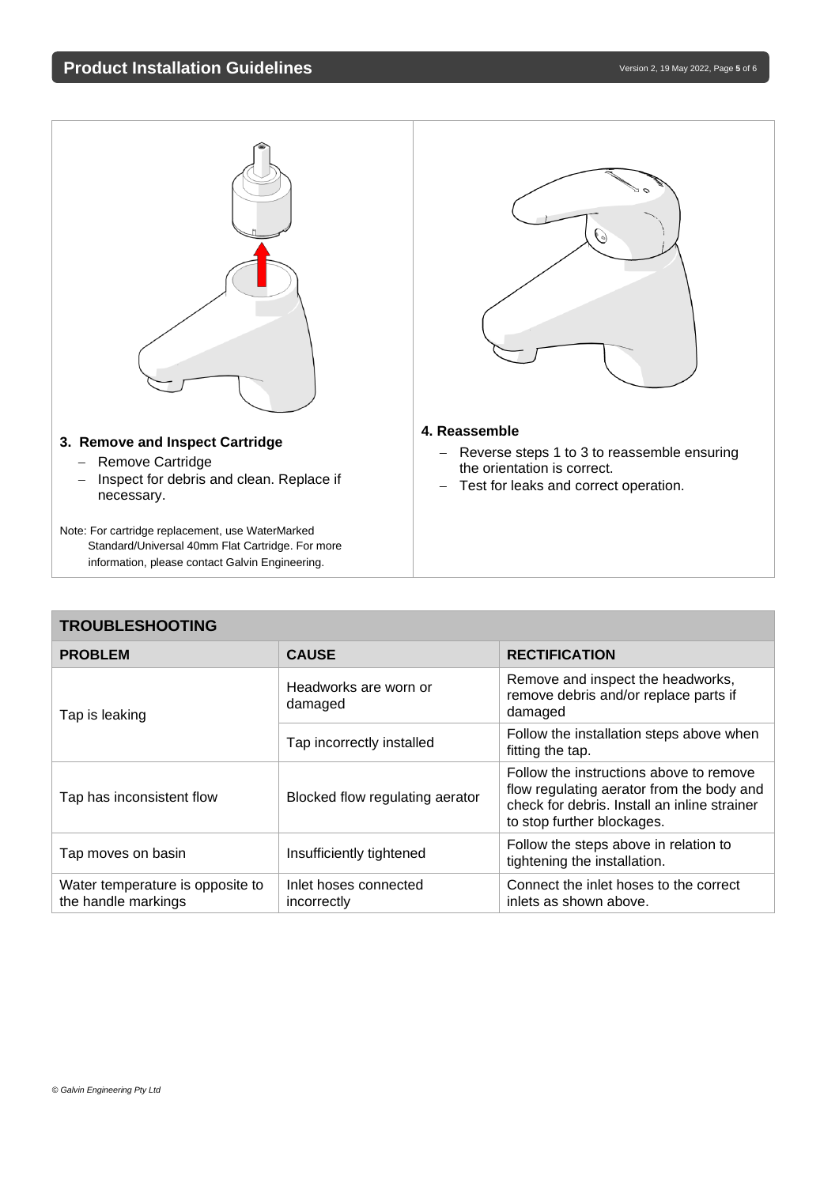### 3. Remove and Inspect Cartridge

- Remove Cartridge
- Inspect for debris and clean. Replace if necessary.

Note: For cartridge replacement, use WaterMarked Standard/Universal 40mm Flat Cartridge. For more information, please contact Galvin Engineering.

### 4. Reassemble

- Reverse steps 1 to 3 to reassemble ensuring the orientation is correct.
- Test for leaks and correct operation.

## TROUBLESHOOTING

| PROBLEM | CAUSE | RECTIFICATION |
|---|---|---|
| Tap is leaking | Headworks are worn or damaged | Remove and inspect the headworks, remove debris and/or replace parts if damaged |
| | Tap incorrectly installed | Follow the installation steps above when fitting the tap. |
| Tap has inconsistent flow | Blocked flow regulating aerator | Follow the instructions above to remove flow regulating aerator from the body and check for debris. Install an inline strainer to stop further blockages. |
| Tap moves on basin | Insufficiently tightened | Follow the steps above in relation to tightening the installation. |
| Water temperature is opposite to the handle markings | Inlet hoses connected incorrectly | Connect the inlet hoses to the correct inlets as shown above. |

*© Galvin Engineering Pty Ltd*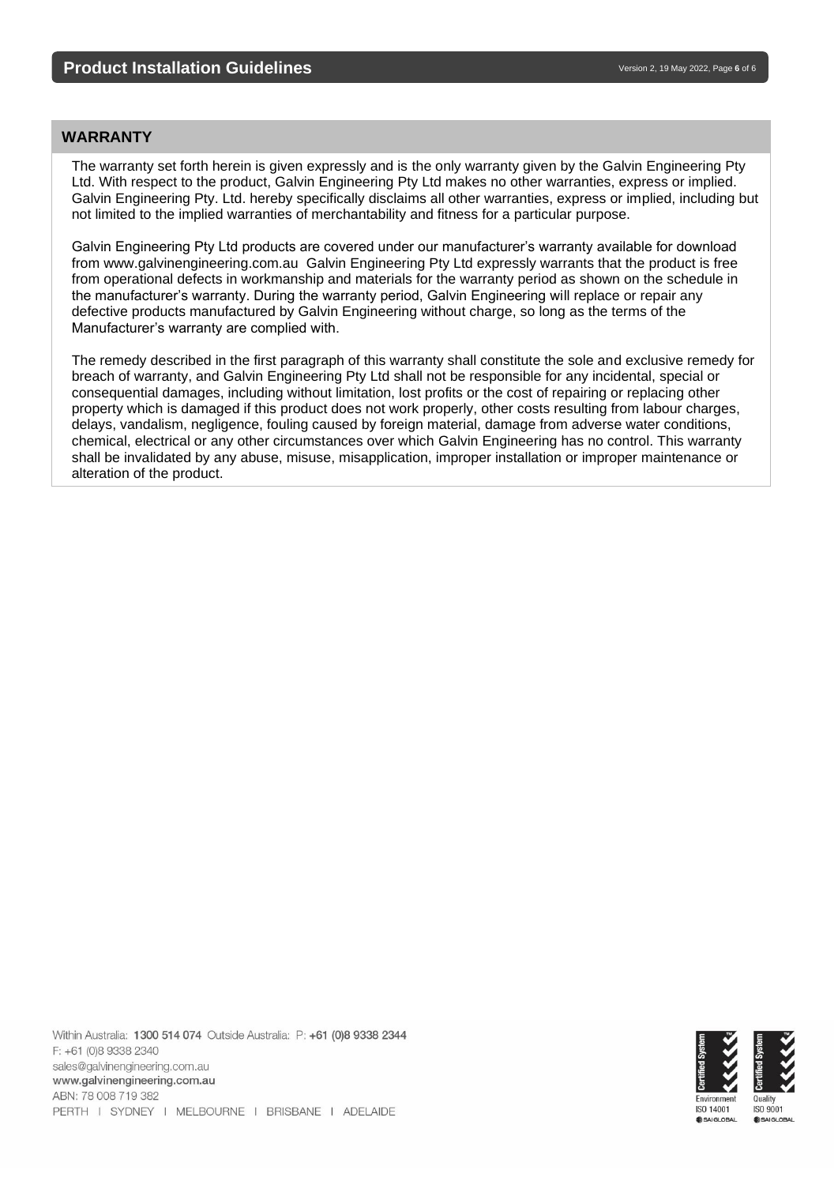## WARRANTY

The warranty set forth herein is given expressly and is the only warranty given by the Galvin Engineering Pty Ltd. With respect to the product, Galvin Engineering Pty Ltd makes no other warranties, express or implied. Galvin Engineering Pty. Ltd. hereby specifically disclaims all other warranties, express or implied, including but not limited to the implied warranties of merchantability and fitness for a particular purpose.

Galvin Engineering Pty Ltd products are covered under our manufacturer's warranty available for download from www.galvinengineering.com.au Galvin Engineering Pty Ltd expressly warrants that the product is free from operational defects in workmanship and materials for the warranty period as shown on the schedule in the manufacturer's warranty. During the warranty period, Galvin Engineering will replace or repair any defective products manufactured by Galvin Engineering without charge, so long as the terms of the Manufacturer's warranty are complied with.

The remedy described in the first paragraph of this warranty shall constitute the sole and exclusive remedy for breach of warranty, and Galvin Engineering Pty Ltd shall not be responsible for any incidental, special or consequential damages, including without limitation, lost profits or the cost of repairing or replacing other property which is damaged if this product does not work properly, other costs resulting from labour charges, delays, vandalism, negligence, fouling caused by foreign material, damage from adverse water conditions, chemical, electrical or any other circumstances over which Galvin Engineering has no control. This warranty shall be invalidated by any abuse, misuse, misapplication, improper installation or improper maintenance or alteration of the product.

Within Australia: **1300 514 074** Outside Australia: P: **+61 (0)8 9338 2344**
F: +61 (0)8 9338 2340
sales@galvinengineering.com.au
**www.galvinengineering.com.au**
ABN: 78 008 719 382
PERTH | SYDNEY | MELBOURNE | BRISBANE | ADELAIDE

Certified System Environment ISO 14001 SAI GLOBAL
Certified System Quality ISO 9001 SAI GLOBAL